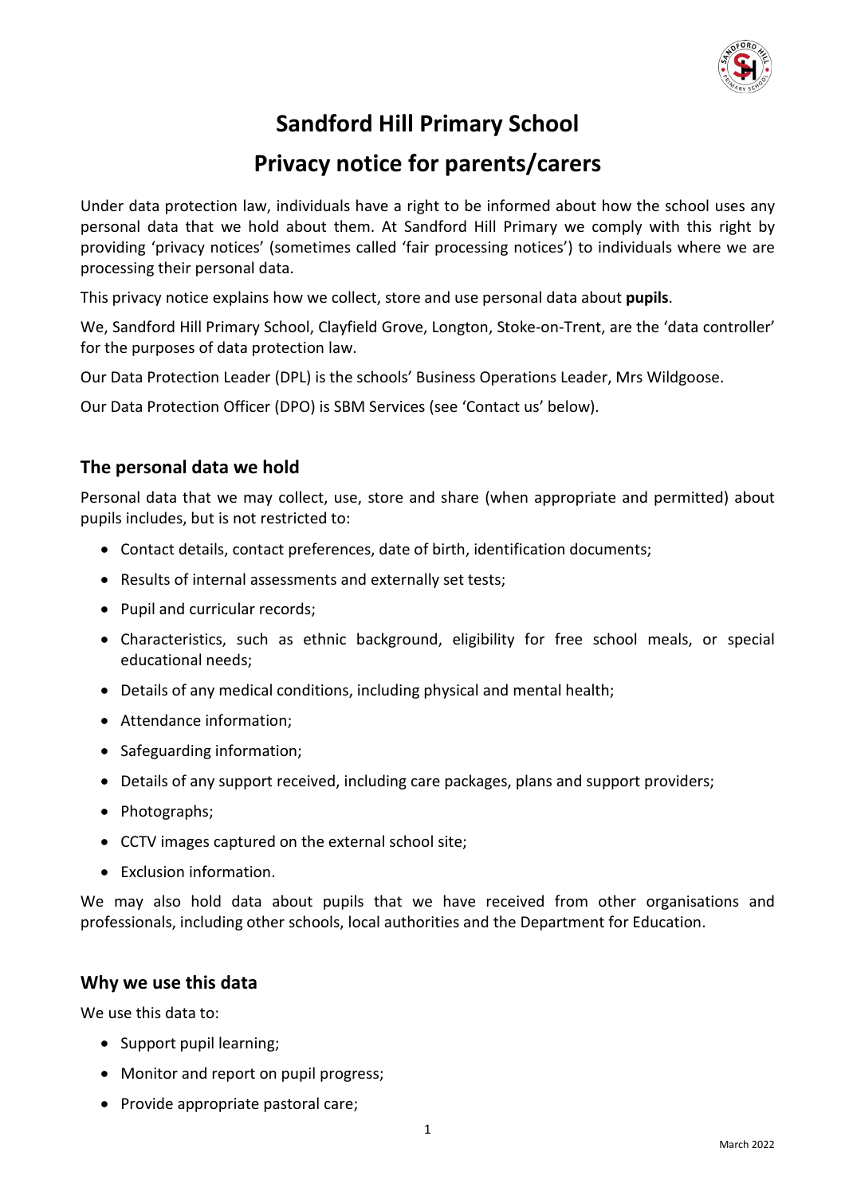# Sandford Hill Primary School

# Privacy notice for parents/carers

Under data protection law, individuals have a right to be informed about how the school uses any personal data that we hold about them. At Sandford Hill Primary we comply with this right by providing 'privacy notices' (sometimes called 'fair processing notices') to individuals where we are processing their personal data.

This privacy notice explains how we collect, store and use personal data about **pupils**.

We, Sandford Hill Primary School, Clayfield Grove, Longton, Stoke-on-Trent, are the 'data controller' for the purposes of data protection law.

Our Data Protection Leader (DPL) is the schools' Business Operations Leader, Mrs Wildgoose.

Our Data Protection Officer (DPO) is SBM Services (see 'Contact us' below).

## The personal data we hold

Personal data that we may collect, use, store and share (when appropriate and permitted) about pupils includes, but is not restricted to:

- Contact details, contact preferences, date of birth, identification documents;
- Results of internal assessments and externally set tests;
- Pupil and curricular records;
- Characteristics, such as ethnic background, eligibility for free school meals, or special educational needs;
- Details of any medical conditions, including physical and mental health;
- Attendance information;
- Safeguarding information;
- Details of any support received, including care packages, plans and support providers;
- Photographs;
- CCTV images captured on the external school site;
- Exclusion information.

We may also hold data about pupils that we have received from other organisations and professionals, including other schools, local authorities and the Department for Education.

## Why we use this data

We use this data to:

- Support pupil learning;
- Monitor and report on pupil progress;
- Provide appropriate pastoral care;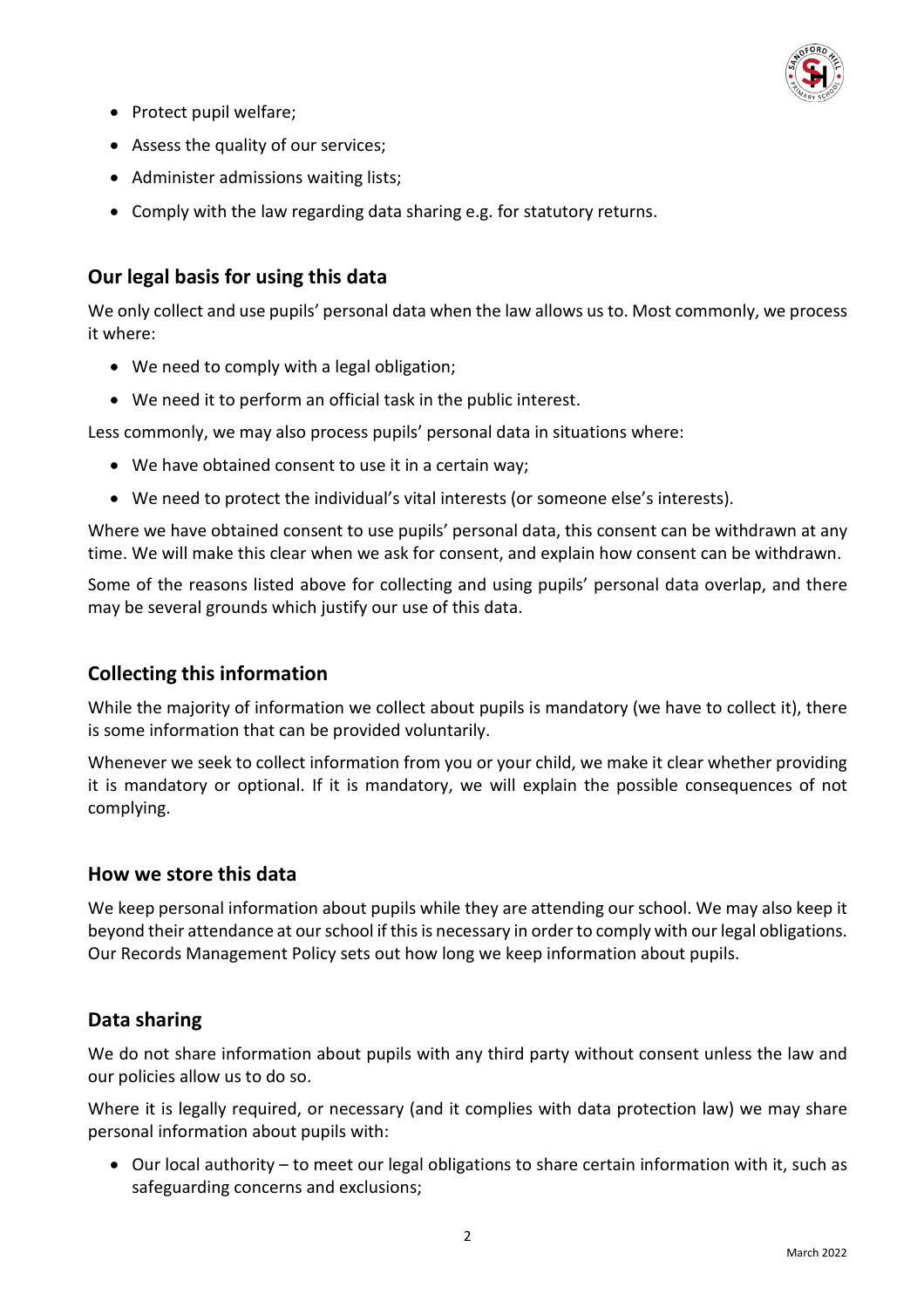- Protect pupil welfare;
- Assess the quality of our services;
- Administer admissions waiting lists;
- Comply with the law regarding data sharing e.g. for statutory returns.

## Our legal basis for using this data

We only collect and use pupils' personal data when the law allows us to. Most commonly, we process it where:

- We need to comply with a legal obligation;
- We need it to perform an official task in the public interest.

Less commonly, we may also process pupils' personal data in situations where:

- We have obtained consent to use it in a certain way;
- We need to protect the individual's vital interests (or someone else's interests).

Where we have obtained consent to use pupils' personal data, this consent can be withdrawn at any time. We will make this clear when we ask for consent, and explain how consent can be withdrawn.

Some of the reasons listed above for collecting and using pupils' personal data overlap, and there may be several grounds which justify our use of this data.

## Collecting this information

While the majority of information we collect about pupils is mandatory (we have to collect it), there is some information that can be provided voluntarily.

Whenever we seek to collect information from you or your child, we make it clear whether providing it is mandatory or optional. If it is mandatory, we will explain the possible consequences of not complying.

## How we store this data

We keep personal information about pupils while they are attending our school. We may also keep it beyond their attendance at our school if this is necessary in order to comply with our legal obligations. Our Records Management Policy sets out how long we keep information about pupils.

## Data sharing

We do not share information about pupils with any third party without consent unless the law and our policies allow us to do so.

Where it is legally required, or necessary (and it complies with data protection law) we may share personal information about pupils with:

- Our local authority – to meet our legal obligations to share certain information with it, such as safeguarding concerns and exclusions;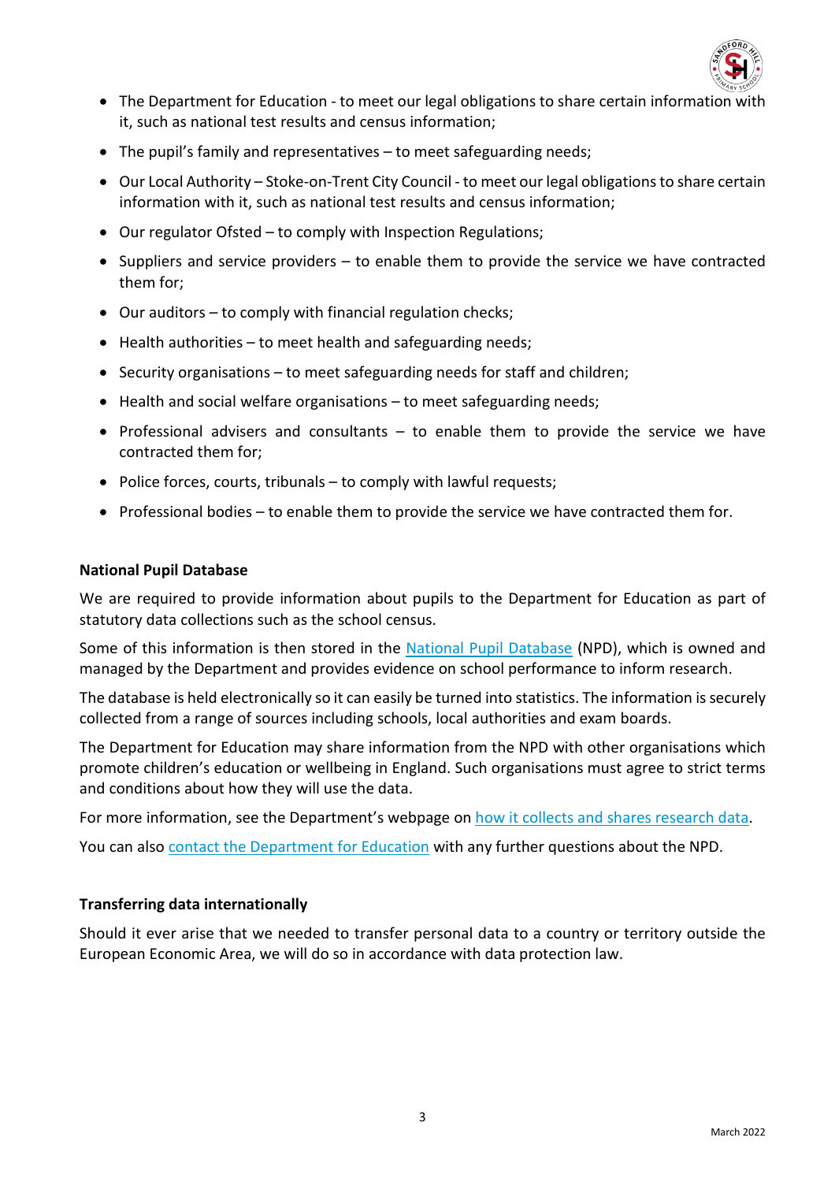- The Department for Education - to meet our legal obligations to share certain information with it, such as national test results and census information;
- The pupil's family and representatives – to meet safeguarding needs;
- Our Local Authority – Stoke-on-Trent City Council - to meet our legal obligations to share certain information with it, such as national test results and census information;
- Our regulator Ofsted – to comply with Inspection Regulations;
- Suppliers and service providers – to enable them to provide the service we have contracted them for;
- Our auditors – to comply with financial regulation checks;
- Health authorities – to meet health and safeguarding needs;
- Security organisations – to meet safeguarding needs for staff and children;
- Health and social welfare organisations – to meet safeguarding needs;
- Professional advisers and consultants – to enable them to provide the service we have contracted them for;
- Police forces, courts, tribunals – to comply with lawful requests;
- Professional bodies – to enable them to provide the service we have contracted them for.

**National Pupil Database**

We are required to provide information about pupils to the Department for Education as part of statutory data collections such as the school census.

Some of this information is then stored in the National Pupil Database (NPD), which is owned and managed by the Department and provides evidence on school performance to inform research.

The database is held electronically so it can easily be turned into statistics. The information is securely collected from a range of sources including schools, local authorities and exam boards.

The Department for Education may share information from the NPD with other organisations which promote children's education or wellbeing in England. Such organisations must agree to strict terms and conditions about how they will use the data.

For more information, see the Department's webpage on how it collects and shares research data.

You can also contact the Department for Education with any further questions about the NPD.

**Transferring data internationally**

Should it ever arise that we needed to transfer personal data to a country or territory outside the European Economic Area, we will do so in accordance with data protection law.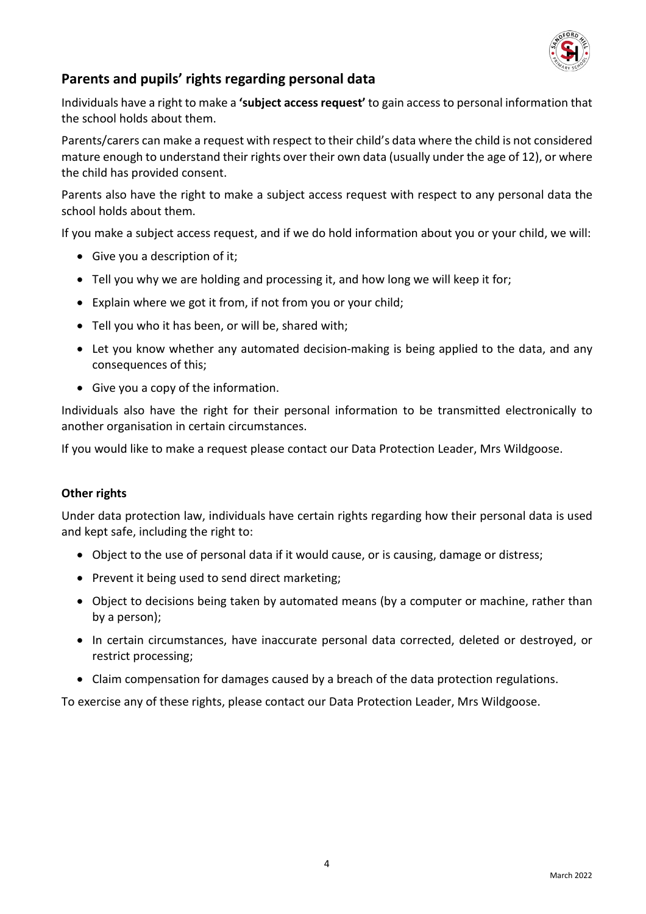## Parents and pupils' rights regarding personal data

Individuals have a right to make a **'subject access request'** to gain access to personal information that the school holds about them.

Parents/carers can make a request with respect to their child's data where the child is not considered mature enough to understand their rights over their own data (usually under the age of 12), or where the child has provided consent.

Parents also have the right to make a subject access request with respect to any personal data the school holds about them.

If you make a subject access request, and if we do hold information about you or your child, we will:

- Give you a description of it;
- Tell you why we are holding and processing it, and how long we will keep it for;
- Explain where we got it from, if not from you or your child;
- Tell you who it has been, or will be, shared with;
- Let you know whether any automated decision-making is being applied to the data, and any consequences of this;
- Give you a copy of the information.

Individuals also have the right for their personal information to be transmitted electronically to another organisation in certain circumstances.

If you would like to make a request please contact our Data Protection Leader, Mrs Wildgoose.

### Other rights

Under data protection law, individuals have certain rights regarding how their personal data is used and kept safe, including the right to:

- Object to the use of personal data if it would cause, or is causing, damage or distress;
- Prevent it being used to send direct marketing;
- Object to decisions being taken by automated means (by a computer or machine, rather than by a person);
- In certain circumstances, have inaccurate personal data corrected, deleted or destroyed, or restrict processing;
- Claim compensation for damages caused by a breach of the data protection regulations.

To exercise any of these rights, please contact our Data Protection Leader, Mrs Wildgoose.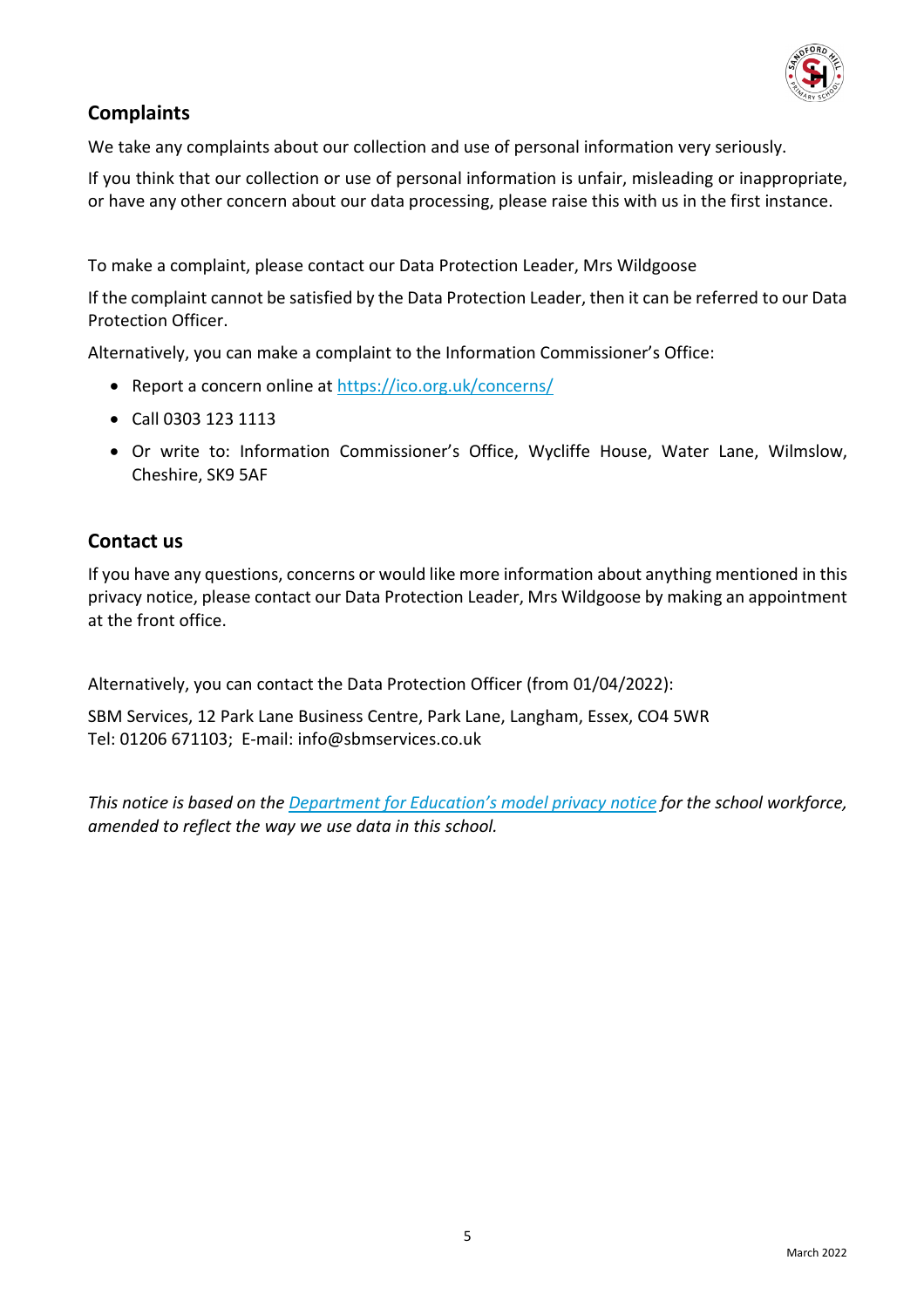## Complaints

We take any complaints about our collection and use of personal information very seriously.

If you think that our collection or use of personal information is unfair, misleading or inappropriate, or have any other concern about our data processing, please raise this with us in the first instance.

To make a complaint, please contact our Data Protection Leader, Mrs Wildgoose

If the complaint cannot be satisfied by the Data Protection Leader, then it can be referred to our Data Protection Officer.

Alternatively, you can make a complaint to the Information Commissioner's Office:

- Report a concern online at [https://ico.org.uk/concerns/](https://ico.org.uk/concerns/)
- Call 0303 123 1113
- Or write to: Information Commissioner's Office, Wycliffe House, Water Lane, Wilmslow, Cheshire, SK9 5AF

## Contact us

If you have any questions, concerns or would like more information about anything mentioned in this privacy notice, please contact our Data Protection Leader, Mrs Wildgoose by making an appointment at the front office.

Alternatively, you can contact the Data Protection Officer (from 01/04/2022):

SBM Services, 12 Park Lane Business Centre, Park Lane, Langham, Essex, CO4 5WR
Tel: 01206 671103; E-mail: info@sbmservices.co.uk

*This notice is based on the [Department for Education's model privacy notice](#) for the school workforce, amended to reflect the way we use data in this school.*

March 2022